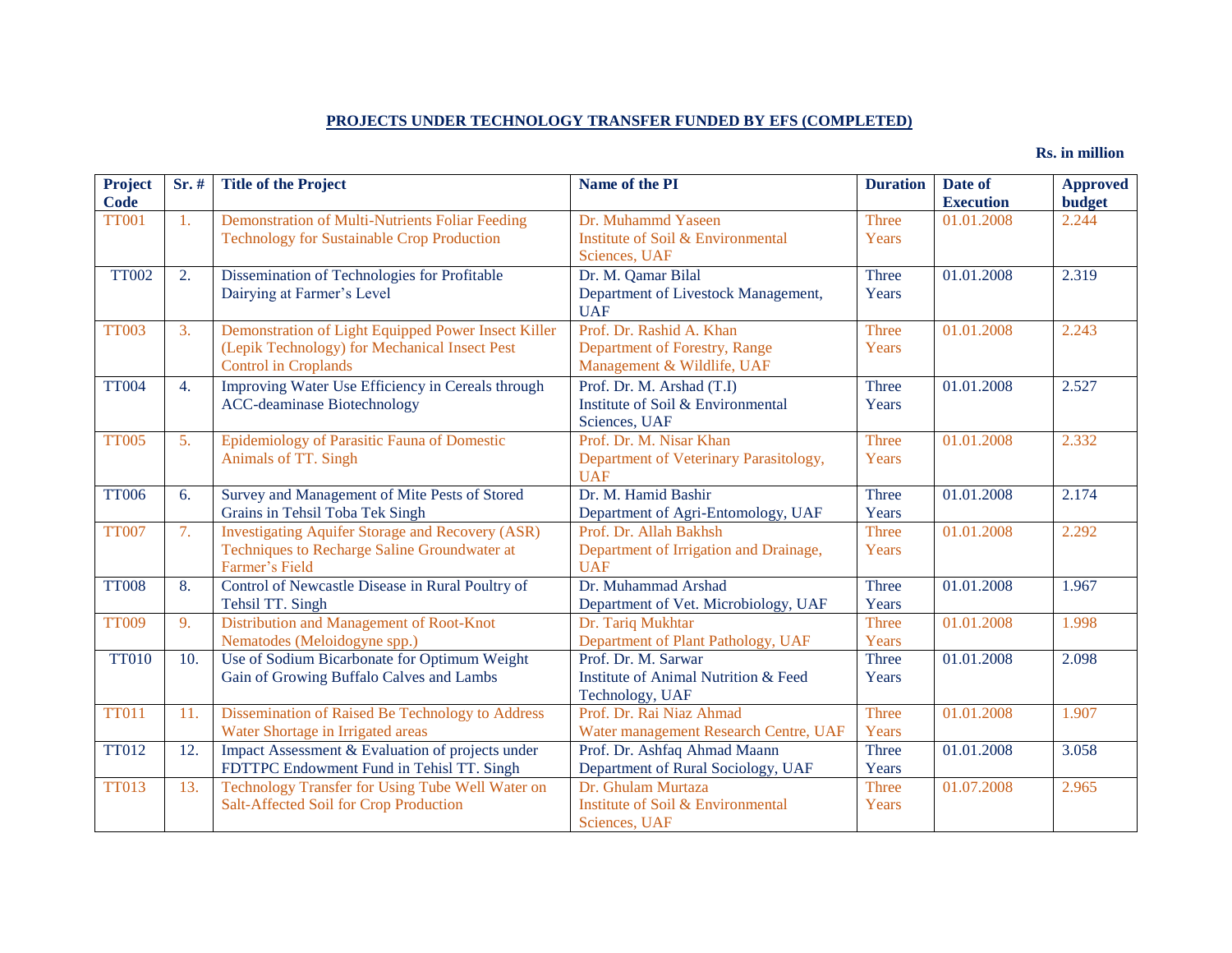## PROJECTS UNDER TECHNOLOGY TRANSFER FUNDED BY EFS (COMPLETED)

**Rs. in million**

| Project Code | Sr. # | Title of the Project | Name of the PI | Duration | Date of Execution | Approved budget |
|---|---|---|---|---|---|---|
| TT001 | 1. | Demonstration of Multi-Nutrients Foliar Feeding Technology for Sustainable Crop Production | Dr. Muhammd Yaseen Institute of Soil & Environmental Sciences, UAF | Three Years | 01.01.2008 | 2.244 |
| TT002 | 2. | Dissemination of Technologies for Profitable Dairying at Farmer's Level | Dr. M. Qamar Bilal Department of Livestock Management, UAF | Three Years | 01.01.2008 | 2.319 |
| TT003 | 3. | Demonstration of Light Equipped Power Insect Killer (Lepik Technology) for Mechanical Insect Pest Control in Croplands | Prof. Dr. Rashid A. Khan Department of Forestry, Range Management & Wildlife, UAF | Three Years | 01.01.2008 | 2.243 |
| TT004 | 4. | Improving Water Use Efficiency in Cereals through ACC-deaminase Biotechnology | Prof. Dr. M. Arshad (T.I) Institute of Soil & Environmental Sciences, UAF | Three Years | 01.01.2008 | 2.527 |
| TT005 | 5. | Epidemiology of Parasitic Fauna of Domestic Animals of TT. Singh | Prof. Dr. M. Nisar Khan Department of Veterinary Parasitology, UAF | Three Years | 01.01.2008 | 2.332 |
| TT006 | 6. | Survey and Management of Mite Pests of Stored Grains in Tehsil Toba Tek Singh | Dr. M. Hamid Bashir Department of Agri-Entomology, UAF | Three Years | 01.01.2008 | 2.174 |
| TT007 | 7. | Investigating Aquifer Storage and Recovery (ASR) Techniques to Recharge Saline Groundwater at Farmer's Field | Prof. Dr. Allah Bakhsh Department of Irrigation and Drainage, UAF | Three Years | 01.01.2008 | 2.292 |
| TT008 | 8. | Control of Newcastle Disease in Rural Poultry of Tehsil TT. Singh | Dr. Muhammad Arshad Department of Vet. Microbiology, UAF | Three Years | 01.01.2008 | 1.967 |
| TT009 | 9. | Distribution and Management of Root-Knot Nematodes (Meloidogyne spp.) | Dr. Tariq Mukhtar Department of Plant Pathology, UAF | Three Years | 01.01.2008 | 1.998 |
| TT010 | 10. | Use of Sodium Bicarbonate for Optimum Weight Gain of Growing Buffalo Calves and Lambs | Prof. Dr. M. Sarwar Institute of Animal Nutrition & Feed Technology, UAF | Three Years | 01.01.2008 | 2.098 |
| TT011 | 11. | Dissemination of Raised Be Technology to Address Water Shortage in Irrigated areas | Prof. Dr. Rai Niaz Ahmad Water management Research Centre, UAF | Three Years | 01.01.2008 | 1.907 |
| TT012 | 12. | Impact Assessment & Evaluation of projects under FDTTPC Endowment Fund in Tehisl TT. Singh | Prof. Dr. Ashfaq Ahmad Maann Department of Rural Sociology, UAF | Three Years | 01.01.2008 | 3.058 |
| TT013 | 13. | Technology Transfer for Using Tube Well Water on Salt-Affected Soil for Crop Production | Dr. Ghulam Murtaza Institute of Soil & Environmental Sciences, UAF | Three Years | 01.07.2008 | 2.965 |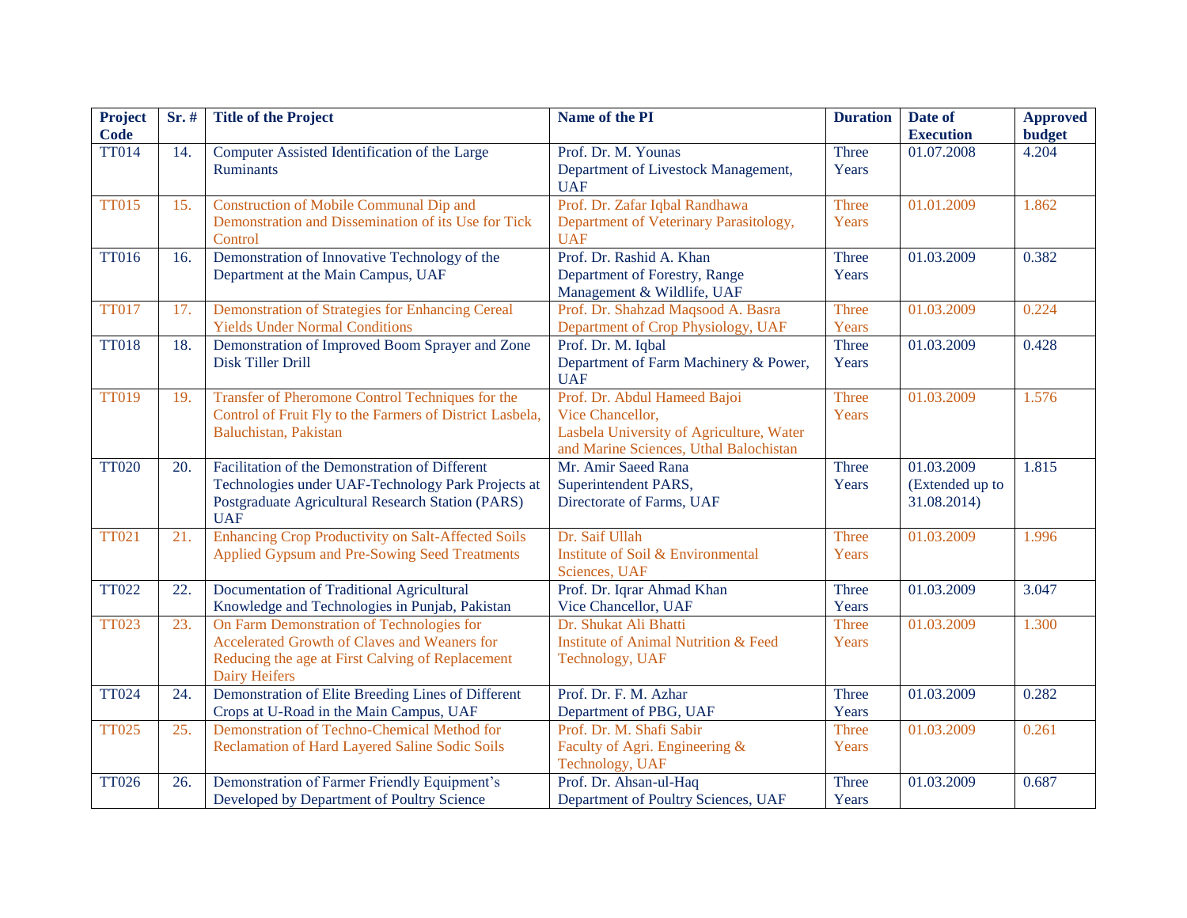| Project Code | Sr. # | Title of the Project | Name of the PI | Duration | Date of Execution | Approved budget |
|---|---|---|---|---|---|---|
| TT014 | 14. | Computer Assisted Identification of the Large Ruminants | Prof. Dr. M. Younas Department of Livestock Management, UAF | Three Years | 01.07.2008 | 4.204 |
| TT015 | 15. | Construction of Mobile Communal Dip and Demonstration and Dissemination of its Use for Tick Control | Prof. Dr. Zafar Iqbal Randhawa Department of Veterinary Parasitology, UAF | Three Years | 01.01.2009 | 1.862 |
| TT016 | 16. | Demonstration of Innovative Technology of the Department at the Main Campus, UAF | Prof. Dr. Rashid A. Khan Department of Forestry, Range Management & Wildlife, UAF | Three Years | 01.03.2009 | 0.382 |
| TT017 | 17. | Demonstration of Strategies for Enhancing Cereal Yields Under Normal Conditions | Prof. Dr. Shahzad Maqsood A. Basra Department of Crop Physiology, UAF | Three Years | 01.03.2009 | 0.224 |
| TT018 | 18. | Demonstration of Improved Boom Sprayer and Zone Disk Tiller Drill | Prof. Dr. M. Iqbal Department of Farm Machinery & Power, UAF | Three Years | 01.03.2009 | 0.428 |
| TT019 | 19. | Transfer of Pheromone Control Techniques for the Control of Fruit Fly to the Farmers of District Lasbela, Baluchistan, Pakistan | Prof. Dr. Abdul Hameed Bajoi Vice Chancellor, Lasbela University of Agriculture, Water and Marine Sciences, Uthal Balochistan | Three Years | 01.03.2009 | 1.576 |
| TT020 | 20. | Facilitation of the Demonstration of Different Technologies under UAF-Technology Park Projects at Postgraduate Agricultural Research Station (PARS) UAF | Mr. Amir Saeed Rana Superintendent PARS, Directorate of Farms, UAF | Three Years | 01.03.2009 (Extended up to 31.08.2014) | 1.815 |
| TT021 | 21. | Enhancing Crop Productivity on Salt-Affected Soils Applied Gypsum and Pre-Sowing Seed Treatments | Dr. Saif Ullah Institute of Soil & Environmental Sciences, UAF | Three Years | 01.03.2009 | 1.996 |
| TT022 | 22. | Documentation of Traditional Agricultural Knowledge and Technologies in Punjab, Pakistan | Prof. Dr. Iqrar Ahmad Khan Vice Chancellor, UAF | Three Years | 01.03.2009 | 3.047 |
| TT023 | 23. | On Farm Demonstration of Technologies for Accelerated Growth of Claves and Weaners for Reducing the age at First Calving of Replacement Dairy Heifers | Dr. Shukat Ali Bhatti Institute of Animal Nutrition & Feed Technology, UAF | Three Years | 01.03.2009 | 1.300 |
| TT024 | 24. | Demonstration of Elite Breeding Lines of Different Crops at U-Road in the Main Campus, UAF | Prof. Dr. F. M. Azhar Department of PBG, UAF | Three Years | 01.03.2009 | 0.282 |
| TT025 | 25. | Demonstration of Techno-Chemical Method for Reclamation of Hard Layered Saline Sodic Soils | Prof. Dr. M. Shafi Sabir Faculty of Agri. Engineering & Technology, UAF | Three Years | 01.03.2009 | 0.261 |
| TT026 | 26. | Demonstration of Farmer Friendly Equipment's Developed by Department of Poultry Science | Prof. Dr. Ahsan-ul-Haq Department of Poultry Sciences, UAF | Three Years | 01.03.2009 | 0.687 |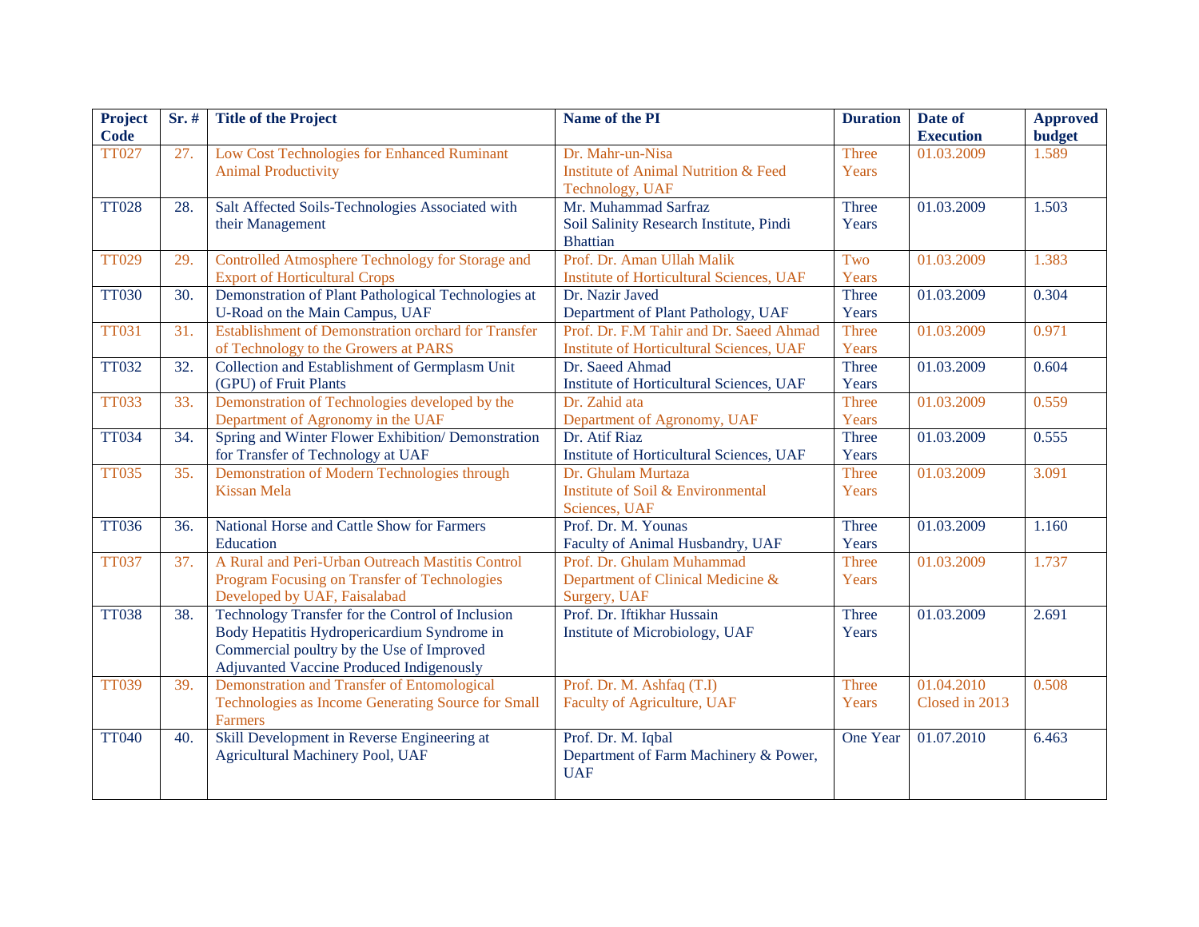| Project Code | Sr. # | Title of the Project | Name of the PI | Duration | Date of Execution | Approved budget |
|---|---|---|---|---|---|---|
| TT027 | 27. | Low Cost Technologies for Enhanced Ruminant Animal Productivity | Dr. Mahr-un-Nisa Institute of Animal Nutrition & Feed Technology, UAF | Three Years | 01.03.2009 | 1.589 |
| TT028 | 28. | Salt Affected Soils-Technologies Associated with their Management | Mr. Muhammad Sarfraz Soil Salinity Research Institute, Pindi Bhattian | Three Years | 01.03.2009 | 1.503 |
| TT029 | 29. | Controlled Atmosphere Technology for Storage and Export of Horticultural Crops | Prof. Dr. Aman Ullah Malik Institute of Horticultural Sciences, UAF | Two Years | 01.03.2009 | 1.383 |
| TT030 | 30. | Demonstration of Plant Pathological Technologies at U-Road on the Main Campus, UAF | Dr. Nazir Javed Department of Plant Pathology, UAF | Three Years | 01.03.2009 | 0.304 |
| TT031 | 31. | Establishment of Demonstration orchard for Transfer of Technology to the Growers at PARS | Prof. Dr. F.M Tahir and Dr. Saeed Ahmad Institute of Horticultural Sciences, UAF | Three Years | 01.03.2009 | 0.971 |
| TT032 | 32. | Collection and Establishment of Germplasm Unit (GPU) of Fruit Plants | Dr. Saeed Ahmad Institute of Horticultural Sciences, UAF | Three Years | 01.03.2009 | 0.604 |
| TT033 | 33. | Demonstration of Technologies developed by the Department of Agronomy in the UAF | Dr. Zahid ata Department of Agronomy, UAF | Three Years | 01.03.2009 | 0.559 |
| TT034 | 34. | Spring and Winter Flower Exhibition/ Demonstration for Transfer of Technology at UAF | Dr. Atif Riaz Institute of Horticultural Sciences, UAF | Three Years | 01.03.2009 | 0.555 |
| TT035 | 35. | Demonstration of Modern Technologies through Kissan Mela | Dr. Ghulam Murtaza Institute of Soil & Environmental Sciences, UAF | Three Years | 01.03.2009 | 3.091 |
| TT036 | 36. | National Horse and Cattle Show for Farmers Education | Prof. Dr. M. Younas Faculty of Animal Husbandry, UAF | Three Years | 01.03.2009 | 1.160 |
| TT037 | 37. | A Rural and Peri-Urban Outreach Mastitis Control Program Focusing on Transfer of Technologies Developed by UAF, Faisalabad | Prof. Dr. Ghulam Muhammad Department of Clinical Medicine & Surgery, UAF | Three Years | 01.03.2009 | 1.737 |
| TT038 | 38. | Technology Transfer for the Control of Inclusion Body Hepatitis Hydropericardium Syndrome in Commercial poultry by the Use of Improved Adjuvanted Vaccine Produced Indigenously | Prof. Dr. Iftikhar Hussain Institute of Microbiology, UAF | Three Years | 01.03.2009 | 2.691 |
| TT039 | 39. | Demonstration and Transfer of Entomological Technologies as Income Generating Source for Small Farmers | Prof. Dr. M. Ashfaq (T.I) Faculty of Agriculture, UAF | Three Years | 01.04.2010 Closed in 2013 | 0.508 |
| TT040 | 40. | Skill Development in Reverse Engineering at Agricultural Machinery Pool, UAF | Prof. Dr. M. Iqbal Department of Farm Machinery & Power, UAF | One Year | 01.07.2010 | 6.463 |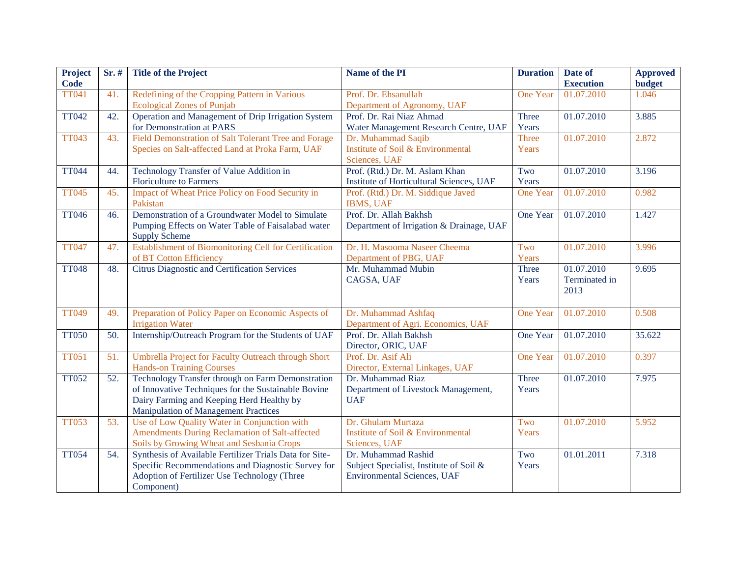| Project Code | Sr. # | Title of the Project | Name of the PI | Duration | Date of Execution | Approved budget |
|---|---|---|---|---|---|---|
| TT041 | 41. | Redefining of the Cropping Pattern in Various Ecological Zones of Punjab | Prof. Dr. Ehsanullah<br>Department of Agronomy, UAF | One Year | 01.07.2010 | 1.046 |
| TT042 | 42. | Operation and Management of Drip Irrigation System for Demonstration at PARS | Prof. Dr. Rai Niaz Ahmad<br>Water Management Research Centre, UAF | Three Years | 01.07.2010 | 3.885 |
| TT043 | 43. | Field Demonstration of Salt Tolerant Tree and Forage Species on Salt-affected Land at Proka Farm, UAF | Dr. Muhammad Saqib<br>Institute of Soil & Environmental Sciences, UAF | Three Years | 01.07.2010 | 2.872 |
| TT044 | 44. | Technology Transfer of Value Addition in Floriculture to Farmers | Prof. (Rtd.) Dr. M. Aslam Khan<br>Institute of Horticultural Sciences, UAF | Two Years | 01.07.2010 | 3.196 |
| TT045 | 45. | Impact of Wheat Price Policy on Food Security in Pakistan | Prof. (Rtd.) Dr. M. Siddique Javed<br>IBMS, UAF | One Year | 01.07.2010 | 0.982 |
| TT046 | 46. | Demonstration of a Groundwater Model to Simulate Pumping Effects on Water Table of Faisalabad water Supply Scheme | Prof. Dr. Allah Bakhsh<br>Department of Irrigation & Drainage, UAF | One Year | 01.07.2010 | 1.427 |
| TT047 | 47. | Establishment of Biomonitoring Cell for Certification of BT Cotton Efficiency | Dr. H. Masooma Naseer Cheema<br>Department of PBG, UAF | Two Years | 01.07.2010 | 3.996 |
| TT048 | 48. | Citrus Diagnostic and Certification Services | Mr. Muhammad Mubin<br>CAGSA, UAF | Three Years | 01.07.2010<br>Terminated in 2013 | 9.695 |
| TT049 | 49. | Preparation of Policy Paper on Economic Aspects of Irrigation Water | Dr. Muhammad Ashfaq<br>Department of Agri. Economics, UAF | One Year | 01.07.2010 | 0.508 |
| TT050 | 50. | Internship/Outreach Program for the Students of UAF | Prof. Dr. Allah Bakhsh<br>Director, ORIC, UAF | One Year | 01.07.2010 | 35.622 |
| TT051 | 51. | Umbrella Project for Faculty Outreach through Short Hands-on Training Courses | Prof. Dr. Asif Ali<br>Director, External Linkages, UAF | One Year | 01.07.2010 | 0.397 |
| TT052 | 52. | Technology Transfer through on Farm Demonstration of Innovative Techniques for the Sustainable Bovine Dairy Farming and Keeping Herd Healthy by Manipulation of Management Practices | Dr. Muhammad Riaz<br>Department of Livestock Management, UAF | Three Years | 01.07.2010 | 7.975 |
| TT053 | 53. | Use of Low Quality Water in Conjunction with Amendments During Reclamation of Salt-affected Soils by Growing Wheat and Sesbania Crops | Dr. Ghulam Murtaza<br>Institute of Soil & Environmental Sciences, UAF | Two Years | 01.07.2010 | 5.952 |
| TT054 | 54. | Synthesis of Available Fertilizer Trials Data for Site-Specific Recommendations and Diagnostic Survey for Adoption of Fertilizer Use Technology (Three Component) | Dr. Muhammad Rashid<br>Subject Specialist, Institute of Soil & Environmental Sciences, UAF | Two Years | 01.01.2011 | 7.318 |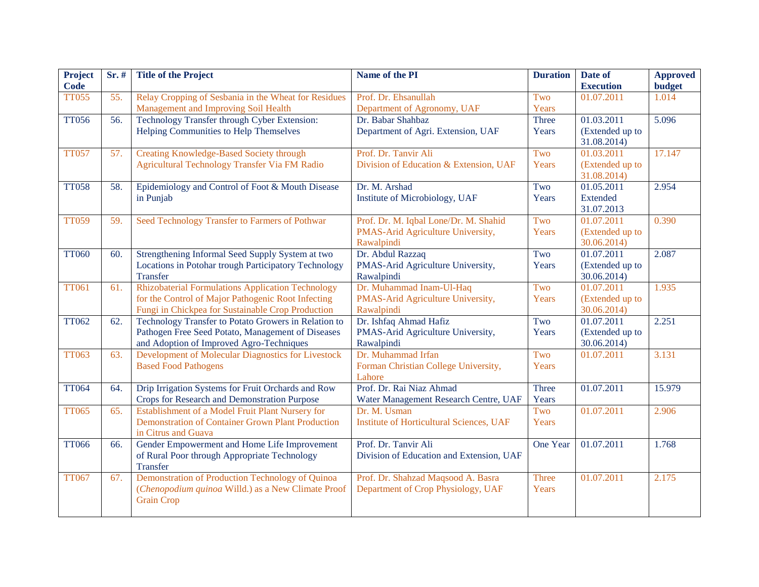| Project Code | Sr. # | Title of the Project | Name of the PI | Duration | Date of Execution | Approved budget |
|---|---|---|---|---|---|---|
| TT055 | 55. | Relay Cropping of Sesbania in the Wheat for Residues Management and Improving Soil Health | Prof. Dr. Ehsanullah Department of Agronomy, UAF | Two Years | 01.07.2011 | 1.014 |
| TT056 | 56. | Technology Transfer through Cyber Extension: Helping Communities to Help Themselves | Dr. Babar Shahbaz Department of Agri. Extension, UAF | Three Years | 01.03.2011 (Extended up to 31.08.2014) | 5.096 |
| TT057 | 57. | Creating Knowledge-Based Society through Agricultural Technology Transfer Via FM Radio | Prof. Dr. Tanvir Ali Division of Education & Extension, UAF | Two Years | 01.03.2011 (Extended up to 31.08.2014) | 17.147 |
| TT058 | 58. | Epidemiology and Control of Foot & Mouth Disease in Punjab | Dr. M. Arshad Institute of Microbiology, UAF | Two Years | 01.05.2011 Extended 31.07.2013 | 2.954 |
| TT059 | 59. | Seed Technology Transfer to Farmers of Pothwar | Prof. Dr. M. Iqbal Lone/Dr. M. Shahid PMAS-Arid Agriculture University, Rawalpindi | Two Years | 01.07.2011 (Extended up to 30.06.2014) | 0.390 |
| TT060 | 60. | Strengthening Informal Seed Supply System at two Locations in Potohar trough Participatory Technology Transfer | Dr. Abdul Razzaq PMAS-Arid Agriculture University, Rawalpindi | Two Years | 01.07.2011 (Extended up to 30.06.2014) | 2.087 |
| TT061 | 61. | Rhizobaterial Formulations Application Technology for the Control of Major Pathogenic Root Infecting Fungi in Chickpea for Sustainable Crop Production | Dr. Muhammad Inam-Ul-Haq PMAS-Arid Agriculture University, Rawalpindi | Two Years | 01.07.2011 (Extended up to 30.06.2014) | 1.935 |
| TT062 | 62. | Technology Transfer to Potato Growers in Relation to Pathogen Free Seed Potato, Management of Diseases and Adoption of Improved Agro-Techniques | Dr. Ishfaq Ahmad Hafiz PMAS-Arid Agriculture University, Rawalpindi | Two Years | 01.07.2011 (Extended up to 30.06.2014) | 2.251 |
| TT063 | 63. | Development of Molecular Diagnostics for Livestock Based Food Pathogens | Dr. Muhammad Irfan Forman Christian College University, Lahore | Two Years | 01.07.2011 | 3.131 |
| TT064 | 64. | Drip Irrigation Systems for Fruit Orchards and Row Crops for Research and Demonstration Purpose | Prof. Dr. Rai Niaz Ahmad Water Management Research Centre, UAF | Three Years | 01.07.2011 | 15.979 |
| TT065 | 65. | Establishment of a Model Fruit Plant Nursery for Demonstration of Container Grown Plant Production in Citrus and Guava | Dr. M. Usman Institute of Horticultural Sciences, UAF | Two Years | 01.07.2011 | 2.906 |
| TT066 | 66. | Gender Empowerment and Home Life Improvement of Rural Poor through Appropriate Technology Transfer | Prof. Dr. Tanvir Ali Division of Education and Extension, UAF | One Year | 01.07.2011 | 1.768 |
| TT067 | 67. | Demonstration of Production Technology of Quinoa (*Chenopodium quinoa* Willd.) as a New Climate Proof Grain Crop | Prof. Dr. Shahzad Maqsood A. Basra Department of Crop Physiology, UAF | Three Years | 01.07.2011 | 2.175 |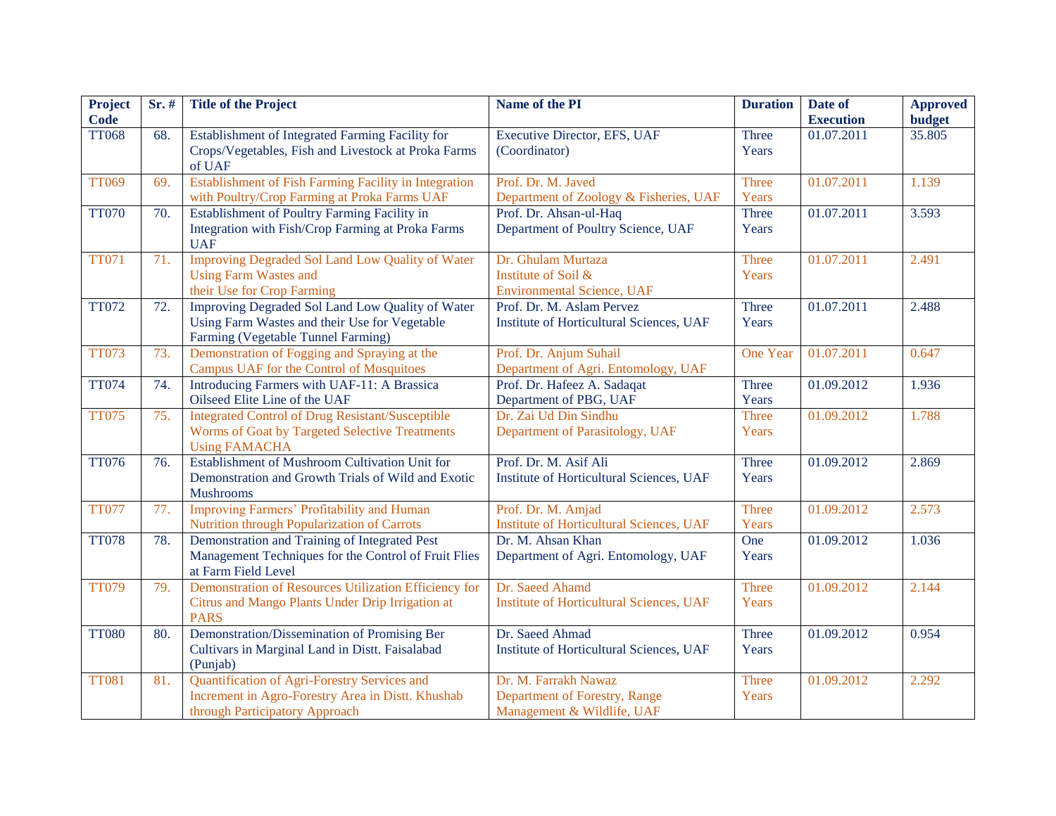| Project Code | Sr. # | Title of the Project | Name of the PI | Duration | Date of Execution | Approved budget |
| --- | --- | --- | --- | --- | --- | --- |
| TT068 | 68. | Establishment of Integrated Farming Facility for Crops/Vegetables, Fish and Livestock at Proka Farms of UAF | Executive Director, EFS, UAF (Coordinator) | Three Years | 01.07.2011 | 35.805 |
| TT069 | 69. | Establishment of Fish Farming Facility in Integration with Poultry/Crop Farming at Proka Farms UAF | Prof. Dr. M. Javed Department of Zoology & Fisheries, UAF | Three Years | 01.07.2011 | 1.139 |
| TT070 | 70. | Establishment of Poultry Farming Facility in Integration with Fish/Crop Farming at Proka Farms UAF | Prof. Dr. Ahsan-ul-Haq Department of Poultry Science, UAF | Three Years | 01.07.2011 | 3.593 |
| TT071 | 71. | Improving Degraded Sol Land Low Quality of Water Using Farm Wastes and their Use for Crop Farming | Dr. Ghulam Murtaza Institute of Soil & Environmental Science, UAF | Three Years | 01.07.2011 | 2.491 |
| TT072 | 72. | Improving Degraded Sol Land Low Quality of Water Using Farm Wastes and their Use for Vegetable Farming (Vegetable Tunnel Farming) | Prof. Dr. M. Aslam Pervez Institute of Horticultural Sciences, UAF | Three Years | 01.07.2011 | 2.488 |
| TT073 | 73. | Demonstration of Fogging and Spraying at the Campus UAF for the Control of Mosquitoes | Prof. Dr. Anjum Suhail Department of Agri. Entomology, UAF | One Year | 01.07.2011 | 0.647 |
| TT074 | 74. | Introducing Farmers with UAF-11: A Brassica Oilseed Elite Line of the UAF | Prof. Dr. Hafeez A. Sadaqat Department of PBG, UAF | Three Years | 01.09.2012 | 1.936 |
| TT075 | 75. | Integrated Control of Drug Resistant/Susceptible Worms of Goat by Targeted Selective Treatments Using FAMACHA | Dr. Zai Ud Din Sindhu Department of Parasitology, UAF | Three Years | 01.09.2012 | 1.788 |
| TT076 | 76. | Establishment of Mushroom Cultivation Unit for Demonstration and Growth Trials of Wild and Exotic Mushrooms | Prof. Dr. M. Asif Ali Institute of Horticultural Sciences, UAF | Three Years | 01.09.2012 | 2.869 |
| TT077 | 77. | Improving Farmers' Profitability and Human Nutrition through Popularization of Carrots | Prof. Dr. M. Amjad Institute of Horticultural Sciences, UAF | Three Years | 01.09.2012 | 2.573 |
| TT078 | 78. | Demonstration and Training of Integrated Pest Management Techniques for the Control of Fruit Flies at Farm Field Level | Dr. M. Ahsan Khan Department of Agri. Entomology, UAF | One Years | 01.09.2012 | 1.036 |
| TT079 | 79. | Demonstration of Resources Utilization Efficiency for Citrus and Mango Plants Under Drip Irrigation at PARS | Dr. Saeed Ahamd Institute of Horticultural Sciences, UAF | Three Years | 01.09.2012 | 2.144 |
| TT080 | 80. | Demonstration/Dissemination of Promising Ber Cultivars in Marginal Land in Distt. Faisalabad (Punjab) | Dr. Saeed Ahmad Institute of Horticultural Sciences, UAF | Three Years | 01.09.2012 | 0.954 |
| TT081 | 81. | Quantification of Agri-Forestry Services and Increment in Agro-Forestry Area in Distt. Khushab through Participatory Approach | Dr. M. Farrakh Nawaz Department of Forestry, Range Management & Wildlife, UAF | Three Years | 01.09.2012 | 2.292 |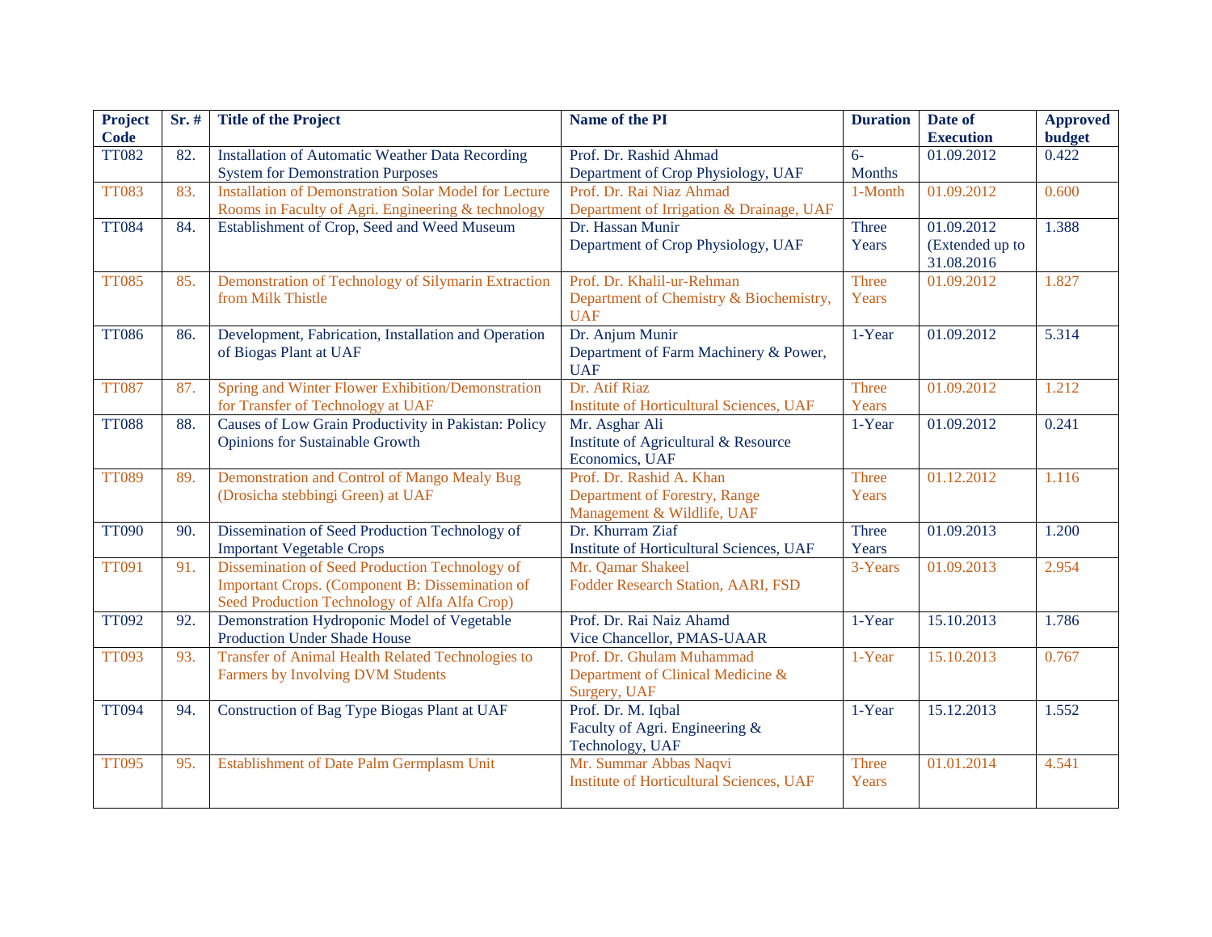| Project Code | Sr. # | Title of the Project | Name of the PI | Duration | Date of Execution | Approved budget |
|---|---|---|---|---|---|---|
| TT082 | 82. | Installation of Automatic Weather Data Recording System for Demonstration Purposes | Prof. Dr. Rashid Ahmad Department of Crop Physiology, UAF | 6-Months | 01.09.2012 | 0.422 |
| TT083 | 83. | Installation of Demonstration Solar Model for Lecture Rooms in Faculty of Agri. Engineering & technology | Prof. Dr. Rai Niaz Ahmad Department of Irrigation & Drainage, UAF | 1-Month | 01.09.2012 | 0.600 |
| TT084 | 84. | Establishment of Crop, Seed and Weed Museum | Dr. Hassan Munir Department of Crop Physiology, UAF | Three Years | 01.09.2012 (Extended up to 31.08.2016 | 1.388 |
| TT085 | 85. | Demonstration of Technology of Silymarin Extraction from Milk Thistle | Prof. Dr. Khalil-ur-Rehman Department of Chemistry & Biochemistry, UAF | Three Years | 01.09.2012 | 1.827 |
| TT086 | 86. | Development, Fabrication, Installation and Operation of Biogas Plant at UAF | Dr. Anjum Munir Department of Farm Machinery & Power, UAF | 1-Year | 01.09.2012 | 5.314 |
| TT087 | 87. | Spring and Winter Flower Exhibition/Demonstration for Transfer of Technology at UAF | Dr. Atif Riaz Institute of Horticultural Sciences, UAF | Three Years | 01.09.2012 | 1.212 |
| TT088 | 88. | Causes of Low Grain Productivity in Pakistan: Policy Opinions for Sustainable Growth | Mr. Asghar Ali Institute of Agricultural & Resource Economics, UAF | 1-Year | 01.09.2012 | 0.241 |
| TT089 | 89. | Demonstration and Control of Mango Mealy Bug (Drosicha stebbingi Green) at UAF | Prof. Dr. Rashid A. Khan Department of Forestry, Range Management & Wildlife, UAF | Three Years | 01.12.2012 | 1.116 |
| TT090 | 90. | Dissemination of Seed Production Technology of Important Vegetable Crops | Dr. Khurram Ziaf Institute of Horticultural Sciences, UAF | Three Years | 01.09.2013 | 1.200 |
| TT091 | 91. | Dissemination of Seed Production Technology of Important Crops. (Component B: Dissemination of Seed Production Technology of Alfa Alfa Crop) | Mr. Qamar Shakeel Fodder Research Station, AARI, FSD | 3-Years | 01.09.2013 | 2.954 |
| TT092 | 92. | Demonstration Hydroponic Model of Vegetable Production Under Shade House | Prof. Dr. Rai Naiz Ahamd Vice Chancellor, PMAS-UAAR | 1-Year | 15.10.2013 | 1.786 |
| TT093 | 93. | Transfer of Animal Health Related Technologies to Farmers by Involving DVM Students | Prof. Dr. Ghulam Muhammad Department of Clinical Medicine & Surgery, UAF | 1-Year | 15.10.2013 | 0.767 |
| TT094 | 94. | Construction of Bag Type Biogas Plant at UAF | Prof. Dr. M. Iqbal Faculty of Agri. Engineering & Technology, UAF | 1-Year | 15.12.2013 | 1.552 |
| TT095 | 95. | Establishment of Date Palm Germplasm Unit | Mr. Summar Abbas Naqvi Institute of Horticultural Sciences, UAF | Three Years | 01.01.2014 | 4.541 |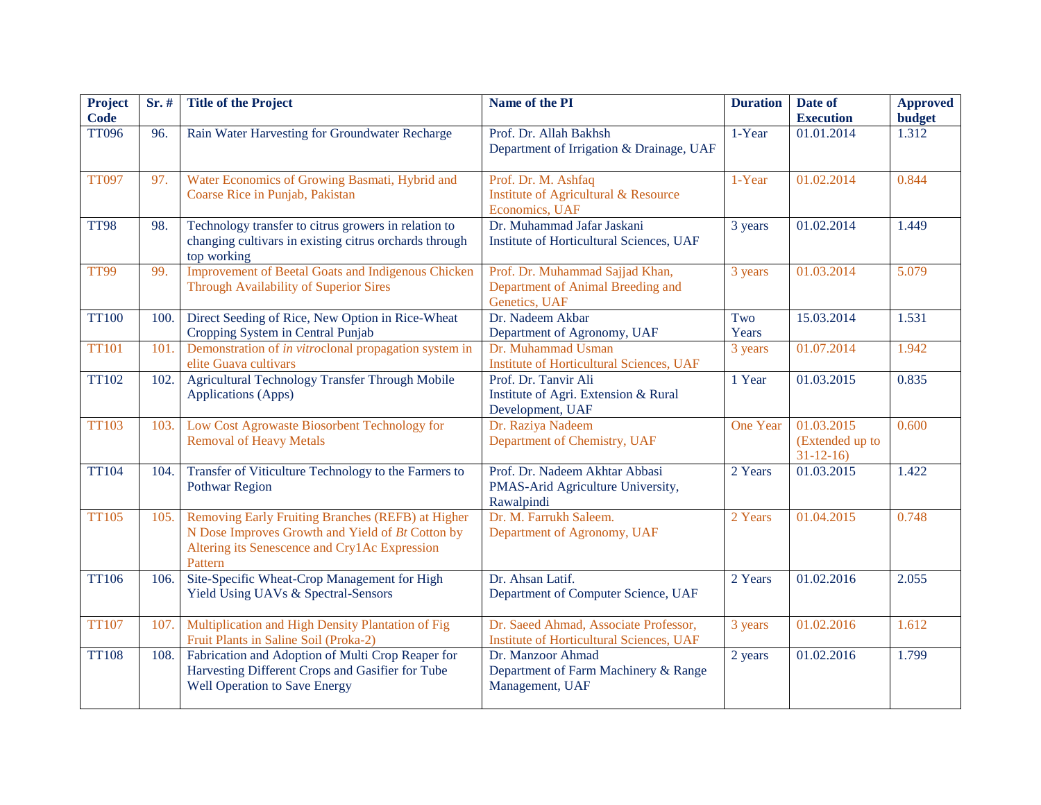| Project Code | Sr. # | Title of the Project | Name of the PI | Duration | Date of Execution | Approved budget |
|---|---|---|---|---|---|---|
| TT096 | 96. | Rain Water Harvesting for Groundwater Recharge | Prof. Dr. Allah Bakhsh<br>Department of Irrigation & Drainage, UAF | 1-Year | 01.01.2014 | 1.312 |
| TT097 | 97. | Water Economics of Growing Basmati, Hybrid and Coarse Rice in Punjab, Pakistan | Prof. Dr. M. Ashfaq<br>Institute of Agricultural & Resource Economics, UAF | 1-Year | 01.02.2014 | 0.844 |
| TT98 | 98. | Technology transfer to citrus growers in relation to changing cultivars in existing citrus orchards through top working | Dr. Muhammad Jafar Jaskani<br>Institute of Horticultural Sciences, UAF | 3 years | 01.02.2014 | 1.449 |
| TT99 | 99. | Improvement of Beetal Goats and Indigenous Chicken Through Availability of Superior Sires | Prof. Dr. Muhammad Sajjad Khan,<br>Department of Animal Breeding and Genetics, UAF | 3 years | 01.03.2014 | 5.079 |
| TT100 | 100. | Direct Seeding of Rice, New Option in Rice-Wheat Cropping System in Central Punjab | Dr. Nadeem Akbar<br>Department of Agronomy, UAF | Two Years | 15.03.2014 | 1.531 |
| TT101 | 101. | Demonstration of *in vitro*clonal propagation system in elite Guava cultivars | Dr. Muhammad Usman<br>Institute of Horticultural Sciences, UAF | 3 years | 01.07.2014 | 1.942 |
| TT102 | 102. | Agricultural Technology Transfer Through Mobile Applications (Apps) | Prof. Dr. Tanvir Ali<br>Institute of Agri. Extension & Rural Development, UAF | 1 Year | 01.03.2015 | 0.835 |
| TT103 | 103. | Low Cost Agrowaste Biosorbent Technology for Removal of Heavy Metals | Dr. Raziya Nadeem<br>Department of Chemistry, UAF | One Year | 01.03.2015 (Extended up to 31-12-16) | 0.600 |
| TT104 | 104. | Transfer of Viticulture Technology to the Farmers to Pothwar Region | Prof. Dr. Nadeem Akhtar Abbasi<br>PMAS-Arid Agriculture University, Rawalpindi | 2 Years | 01.03.2015 | 1.422 |
| TT105 | 105. | Removing Early Fruiting Branches (REFB) at Higher N Dose Improves Growth and Yield of *Bt* Cotton by Altering its Senescence and Cry1Ac Expression Pattern | Dr. M. Farrukh Saleem.<br>Department of Agronomy, UAF | 2 Years | 01.04.2015 | 0.748 |
| TT106 | 106. | Site-Specific Wheat-Crop Management for High Yield Using UAVs & Spectral-Sensors | Dr. Ahsan Latif.<br>Department of Computer Science, UAF | 2 Years | 01.02.2016 | 2.055 |
| TT107 | 107. | Multiplication and High Density Plantation of Fig Fruit Plants in Saline Soil (Proka-2) | Dr. Saeed Ahmad, Associate Professor,<br>Institute of Horticultural Sciences, UAF | 3 years | 01.02.2016 | 1.612 |
| TT108 | 108. | Fabrication and Adoption of Multi Crop Reaper for Harvesting Different Crops and Gasifier for Tube Well Operation to Save Energy | Dr. Manzoor Ahmad<br>Department of Farm Machinery & Range Management, UAF | 2 years | 01.02.2016 | 1.799 |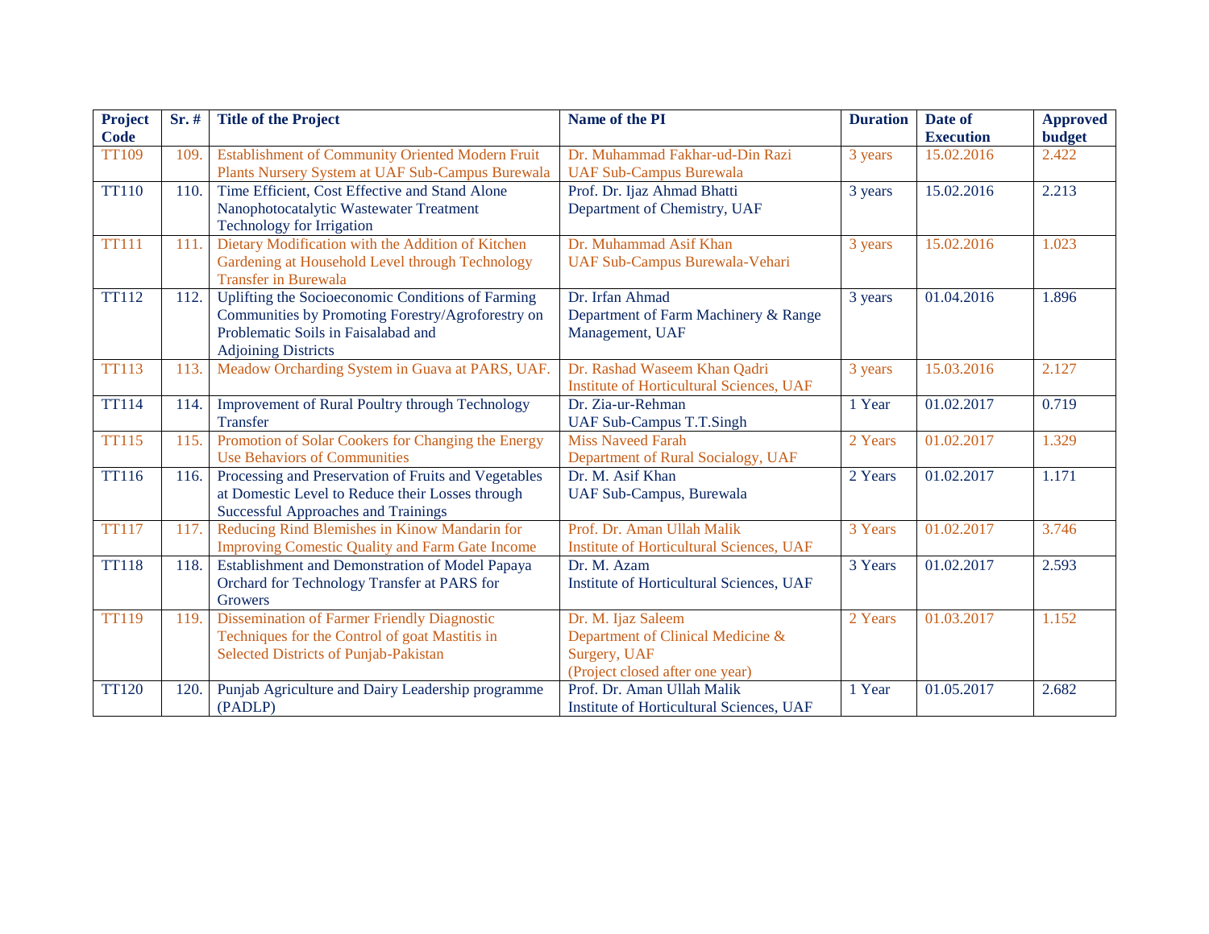| Project Code | Sr. # | Title of the Project | Name of the PI | Duration | Date of Execution | Approved budget |
|---|---|---|---|---|---|---|
| TT109 | 109. | Establishment of Community Oriented Modern Fruit Plants Nursery System at UAF Sub-Campus Burewala | Dr. Muhammad Fakhar-ud-Din Razi UAF Sub-Campus Burewala | 3 years | 15.02.2016 | 2.422 |
| TT110 | 110. | Time Efficient, Cost Effective and Stand Alone Nanophotocatalytic Wastewater Treatment Technology for Irrigation | Prof. Dr. Ijaz Ahmad Bhatti Department of Chemistry, UAF | 3 years | 15.02.2016 | 2.213 |
| TT111 | 111. | Dietary Modification with the Addition of Kitchen Gardening at Household Level through Technology Transfer in Burewala | Dr. Muhammad Asif Khan UAF Sub-Campus Burewala-Vehari | 3 years | 15.02.2016 | 1.023 |
| TT112 | 112. | Uplifting the Socioeconomic Conditions of Farming Communities by Promoting Forestry/Agroforestry on Problematic Soils in Faisalabad and Adjoining Districts | Dr. Irfan Ahmad Department of Farm Machinery & Range Management, UAF | 3 years | 01.04.2016 | 1.896 |
| TT113 | 113. | Meadow Orcharding System in Guava at PARS, UAF. | Dr. Rashad Waseem Khan Qadri Institute of Horticultural Sciences, UAF | 3 years | 15.03.2016 | 2.127 |
| TT114 | 114. | Improvement of Rural Poultry through Technology Transfer | Dr. Zia-ur-Rehman UAF Sub-Campus T.T.Singh | 1 Year | 01.02.2017 | 0.719 |
| TT115 | 115. | Promotion of Solar Cookers for Changing the Energy Use Behaviors of Communities | Miss Naveed Farah Department of Rural Socialogy, UAF | 2 Years | 01.02.2017 | 1.329 |
| TT116 | 116. | Processing and Preservation of Fruits and Vegetables at Domestic Level to Reduce their Losses through Successful Approaches and Trainings | Dr. M. Asif Khan UAF Sub-Campus, Burewala | 2 Years | 01.02.2017 | 1.171 |
| TT117 | 117. | Reducing Rind Blemishes in Kinow Mandarin for Improving Comestic Quality and Farm Gate Income | Prof. Dr. Aman Ullah Malik Institute of Horticultural Sciences, UAF | 3 Years | 01.02.2017 | 3.746 |
| TT118 | 118. | Establishment and Demonstration of Model Papaya Orchard for Technology Transfer at PARS for Growers | Dr. M. Azam Institute of Horticultural Sciences, UAF | 3 Years | 01.02.2017 | 2.593 |
| TT119 | 119. | Dissemination of Farmer Friendly Diagnostic Techniques for the Control of goat Mastitis in Selected Districts of Punjab-Pakistan | Dr. M. Ijaz Saleem Department of Clinical Medicine & Surgery, UAF (Project closed after one year) | 2 Years | 01.03.2017 | 1.152 |
| TT120 | 120. | Punjab Agriculture and Dairy Leadership programme (PADLP) | Prof. Dr. Aman Ullah Malik Institute of Horticultural Sciences, UAF | 1 Year | 01.05.2017 | 2.682 |